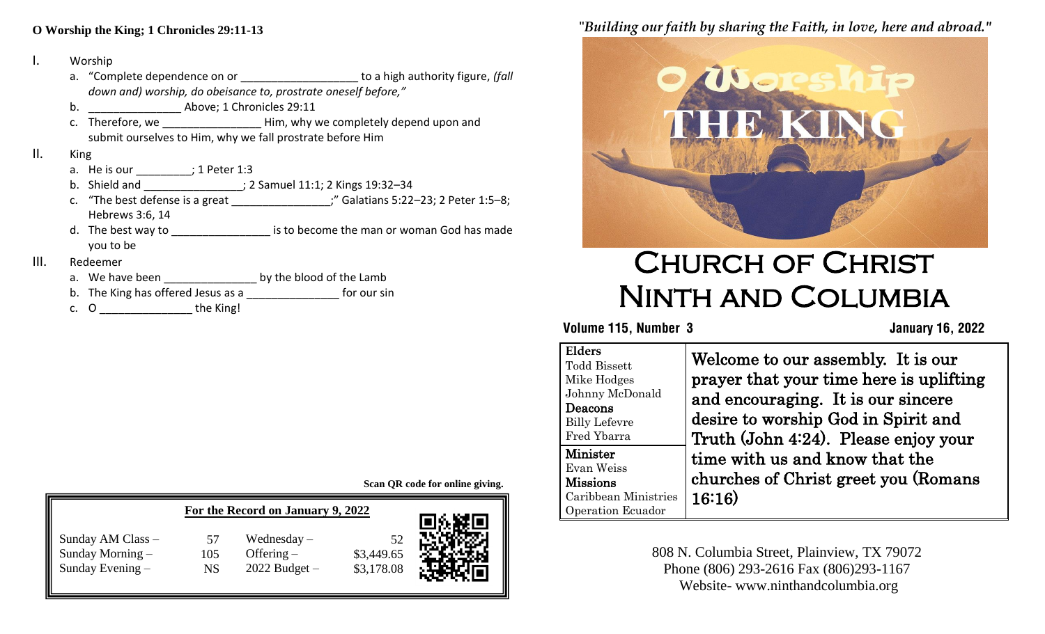**O Worship the King; 1 Chronicles 29:11-13**

I. Worship
   a. "Complete dependence on or ___________________ to a high authority figure, *(fall down and) worship, do obeisance to, prostrate oneself before,"*
   b. _______________ Above; 1 Chronicles 29:11
   c. Therefore, we ________________ Him, why we completely depend upon and submit ourselves to Him, why we fall prostrate before Him

II. King
   a. He is our _________; 1 Peter 1:3
   b. Shield and ________________; 2 Samuel 11:1; 2 Kings 19:32–34
   c. "The best defense is a great ________________;" Galatians 5:22–23; 2 Peter 1:5–8; Hebrews 3:6, 14
   d. The best way to ________________ is to become the man or woman God has made you to be

III. Redeemer
   a. We have been _______________ by the blood of the Lamb
   b. The King has offered Jesus as a _______________ for our sin
   c. O _______________ the King!

**Scan QR code for online giving.**

**For the Record on January 9, 2022**

| | | | |
|---|---|---|---|
| Sunday AM Class – | 57 | Wednesday – | 52 |
| Sunday Morning – | 105 | Offering – | $3,449.65 |
| Sunday Evening – | NS | 2022 Budget – | $3,178.08 |

*"Building our faith by sharing the Faith, in love, here and abroad."*

O Worship THE KING

# Church of Christ Ninth and Columbia

**Volume 115, Number 3** **January 16, 2022**

| | |
|---|---|
| **Elders**<br>Todd Bissett<br>Mike Hodges<br>Johnny McDonald<br>**Deacons**<br>Billy Lefevre<br>Fred Ybarra<br>**Minister**<br>Evan Weiss<br>**Missions**<br>Caribbean Ministries<br>Operation Ecuador | Welcome to our assembly. It is our prayer that your time here is uplifting and encouraging. It is our sincere desire to worship God in Spirit and Truth (John 4:24). Please enjoy your time with us and know that the churches of Christ greet you (Romans 16:16) |

808 N. Columbia Street, Plainview, TX 79072
Phone (806) 293-2616 Fax (806)293-1167
Website- www.ninthandcolumbia.org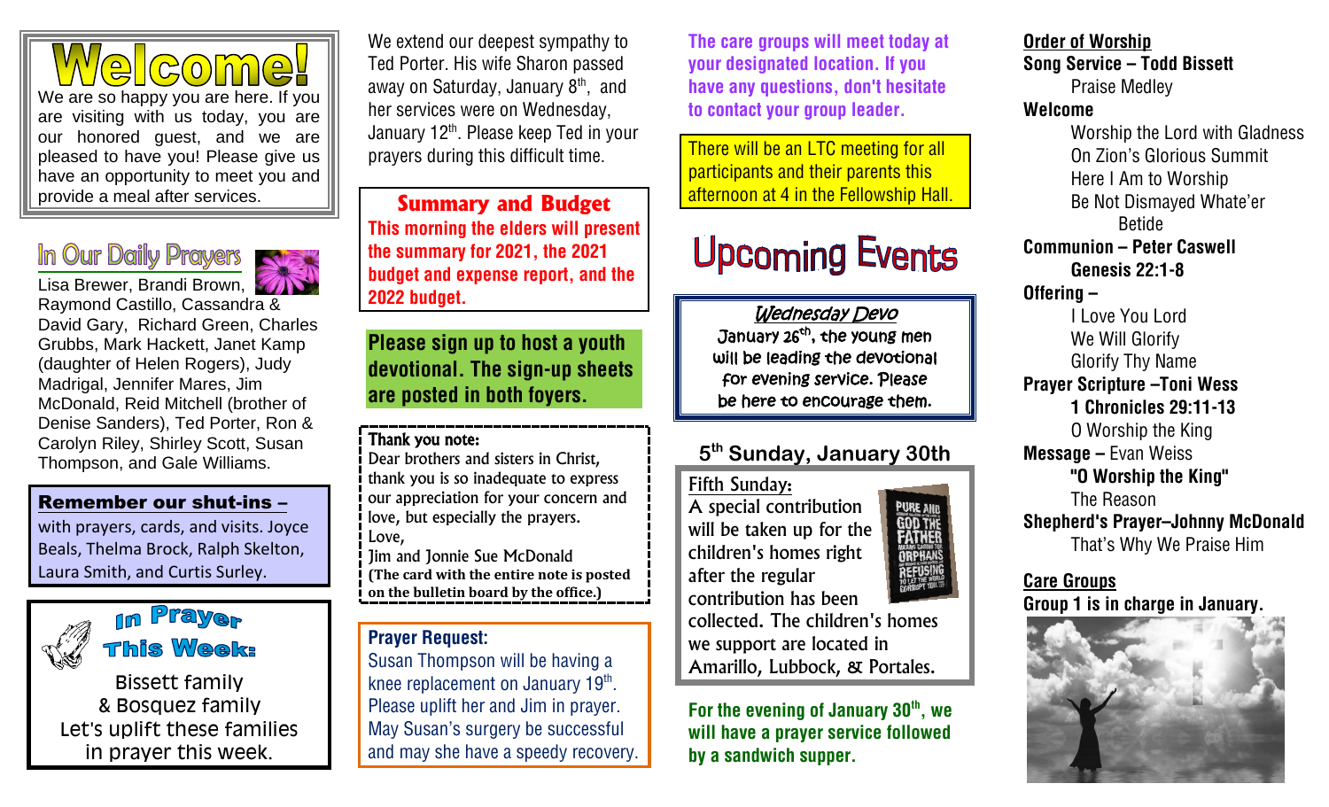# Welcome!

We are so happy you are here. If you are visiting with us today, you are our honored guest, and we are pleased to have you! Please give us have an opportunity to meet you and provide a meal after services.

## In Our Daily Prayers

Lisa Brewer, Brandi Brown, Raymond Castillo, Cassandra & David Gary, Richard Green, Charles Grubbs, Mark Hackett, Janet Kamp (daughter of Helen Rogers), Judy Madrigal, Jennifer Mares, Jim McDonald, Reid Mitchell (brother of Denise Sanders), Ted Porter, Ron & Carolyn Riley, Shirley Scott, Susan Thompson, and Gale Williams.

**Remember our shut-ins –**

with prayers, cards, and visits. Joyce Beals, Thelma Brock, Ralph Skelton, Laura Smith, and Curtis Surley.

## In Prayer This Week:

Bissett family
& Bosquez family
Let's uplift these families in prayer this week.

We extend our deepest sympathy to Ted Porter. His wife Sharon passed away on Saturday, January 8th, and her services were on Wednesday, January 12th. Please keep Ted in your prayers during this difficult time.

**Summary and Budget**

**This morning the elders will present the summary for 2021, the 2021 budget and expense report, and the 2022 budget.**

**Please sign up to host a youth devotional. The sign-up sheets are posted in both foyers.**

**Thank you note:**
Dear brothers and sisters in Christ,
thank you is so inadequate to express our appreciation for your concern and love, but especially the prayers.
Love,
Jim and Jonnie Sue McDonald
**(The card with the entire note is posted on the bulletin board by the office.)**

**Prayer Request:**
Susan Thompson will be having a knee replacement on January 19th. Please uplift her and Jim in prayer. May Susan's surgery be successful and may she have a speedy recovery.

**The care groups will meet today at your designated location. If you have any questions, don't hesitate to contact your group leader.**

There will be an LTC meeting for all participants and their parents this afternoon at 4 in the Fellowship Hall.

## Upcoming Events

*Wednesday Devo*
January 26th, the young men will be leading the devotional for evening service. Please be here to encourage them.

### 5th Sunday, January 30th

Fifth Sunday:
A special contribution will be taken up for the children's homes right after the regular contribution has been collected. The children's homes we support are located in Amarillo, Lubbock, & Portales.

**For the evening of January 30th, we will have a prayer service followed by a sandwich supper.**

## Order of Worship

**Song Service – Todd Bissett**
Praise Medley
**Welcome**
Worship the Lord with Gladness
On Zion's Glorious Summit
Here I Am to Worship
Be Not Dismayed Whate'er Betide
**Communion – Peter Caswell**
**Genesis 22:1-8**
**Offering –**
I Love You Lord
We Will Glorify
Glorify Thy Name
**Prayer Scripture –Toni Wess**
**1 Chronicles 29:11-13**
O Worship the King
**Message –** Evan Weiss
**"O Worship the King"**
The Reason
**Shepherd's Prayer–Johnny McDonald**
That's Why We Praise Him

## Care Groups

**Group 1 is in charge in January.**